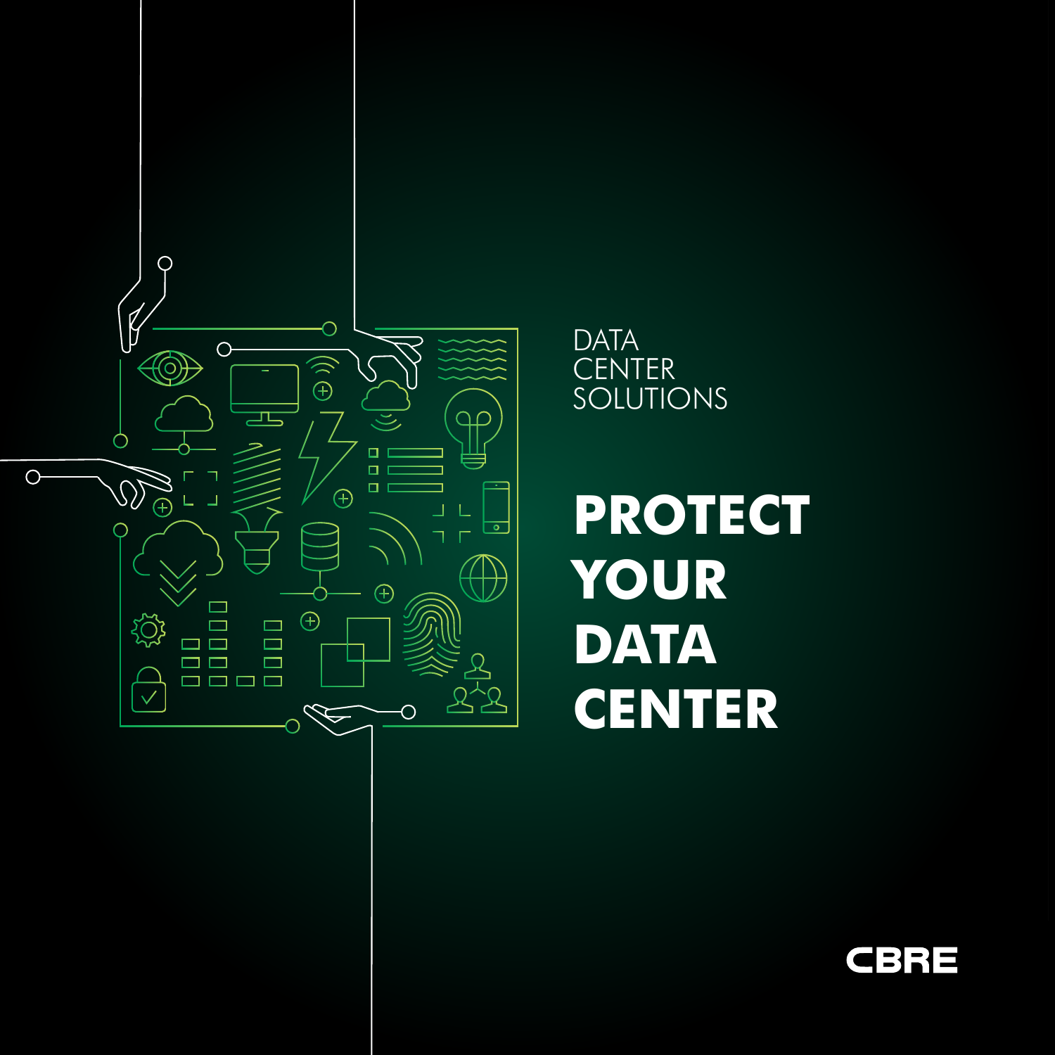DATA
CENTER
SOLUTIONS

# PROTECT YOUR DATA CENTER

CBRE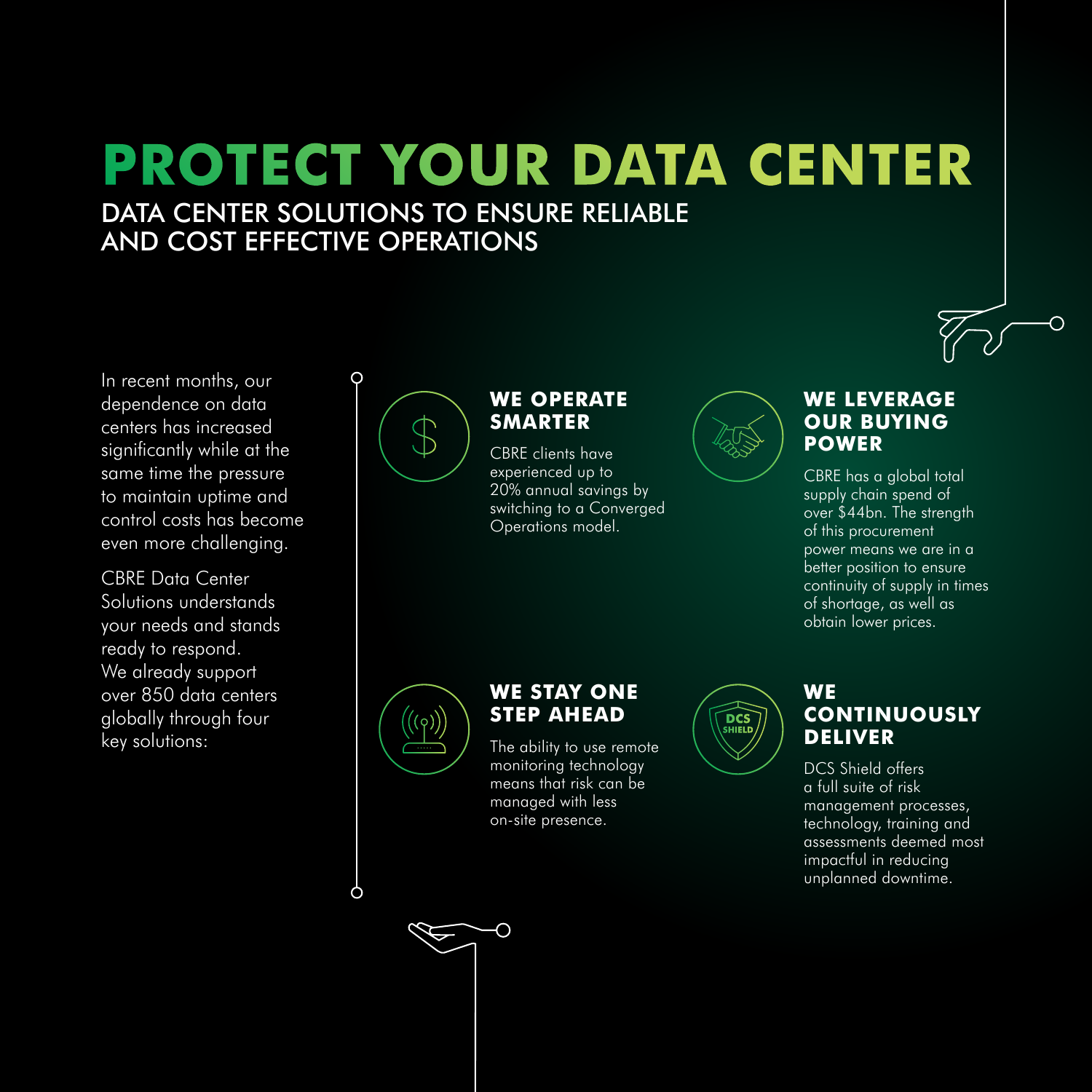# PROTECT YOUR DATA CENTER

## DATA CENTER SOLUTIONS TO ENSURE RELIABLE AND COST EFFECTIVE OPERATIONS

In recent months, our dependence on data centers has increased significantly while at the same time the pressure to maintain uptime and control costs has become even more challenging.

CBRE Data Center Solutions understands your needs and stands ready to respond. We already support over 850 data centers globally through four key solutions:

### WE OPERATE SMARTER

CBRE clients have experienced up to 20% annual savings by switching to a Converged Operations model.

### WE LEVERAGE OUR BUYING POWER

CBRE has a global total supply chain spend of over $44bn. The strength of this procurement power means we are in a better position to ensure continuity of supply in times of shortage, as well as obtain lower prices.

### WE STAY ONE STEP AHEAD

The ability to use remote monitoring technology means that risk can be managed with less on-site presence.

### WE CONTINUOUSLY DELIVER

DCS Shield offers a full suite of risk management processes, technology, training and assessments deemed most impactful in reducing unplanned downtime.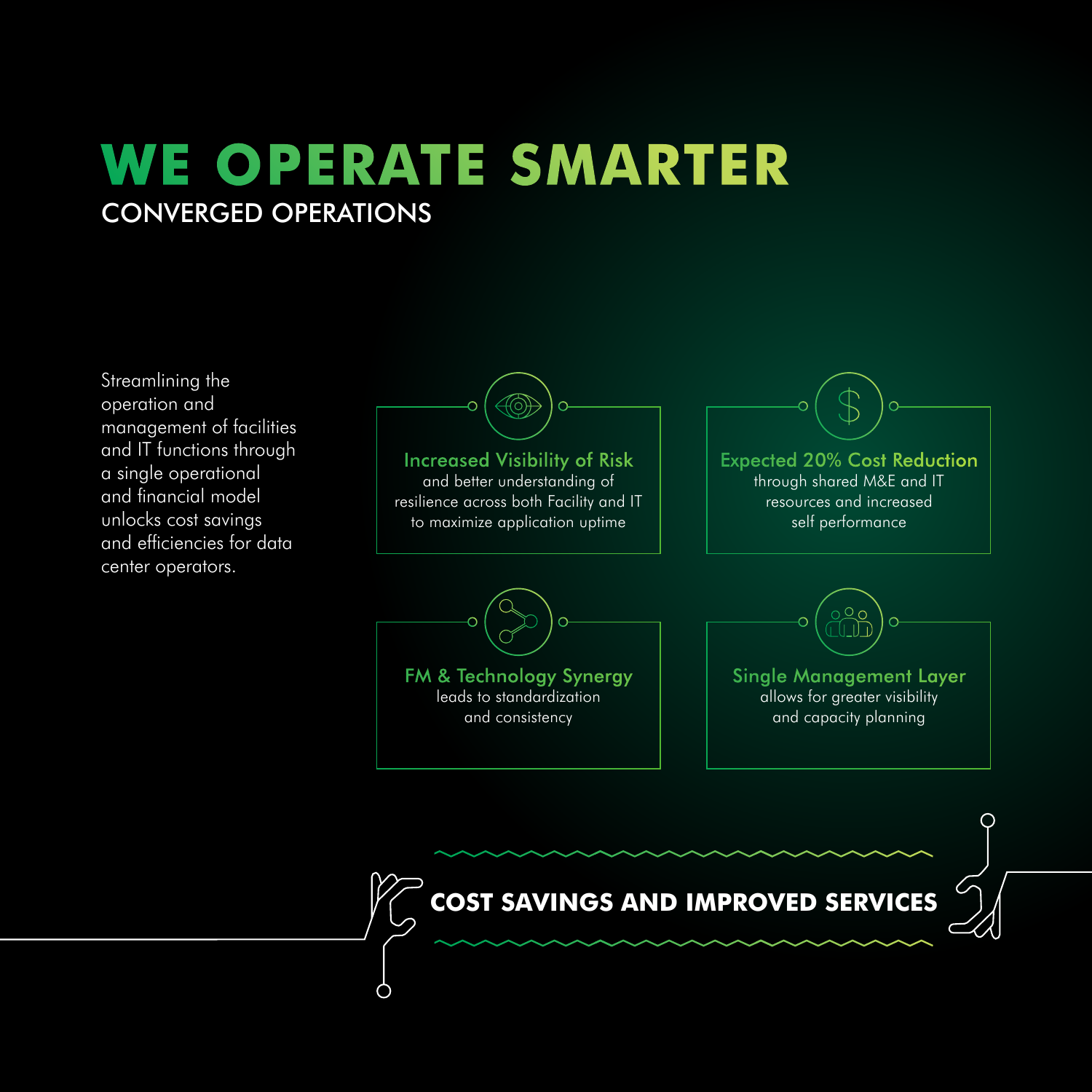# WE OPERATE SMARTER

## CONVERGED OPERATIONS

Streamlining the operation and management of facilities and IT functions through a single operational and financial model unlocks cost savings and efficiencies for data center operators.

### Increased Visibility of Risk

and better understanding of resilience across both Facility and IT to maximize application uptime

### Expected 20% Cost Reduction

through shared M&E and IT resources and increased self performance

### FM & Technology Synergy

leads to standardization and consistency

### Single Management Layer

allows for greater visibility and capacity planning

**COST SAVINGS AND IMPROVED SERVICES**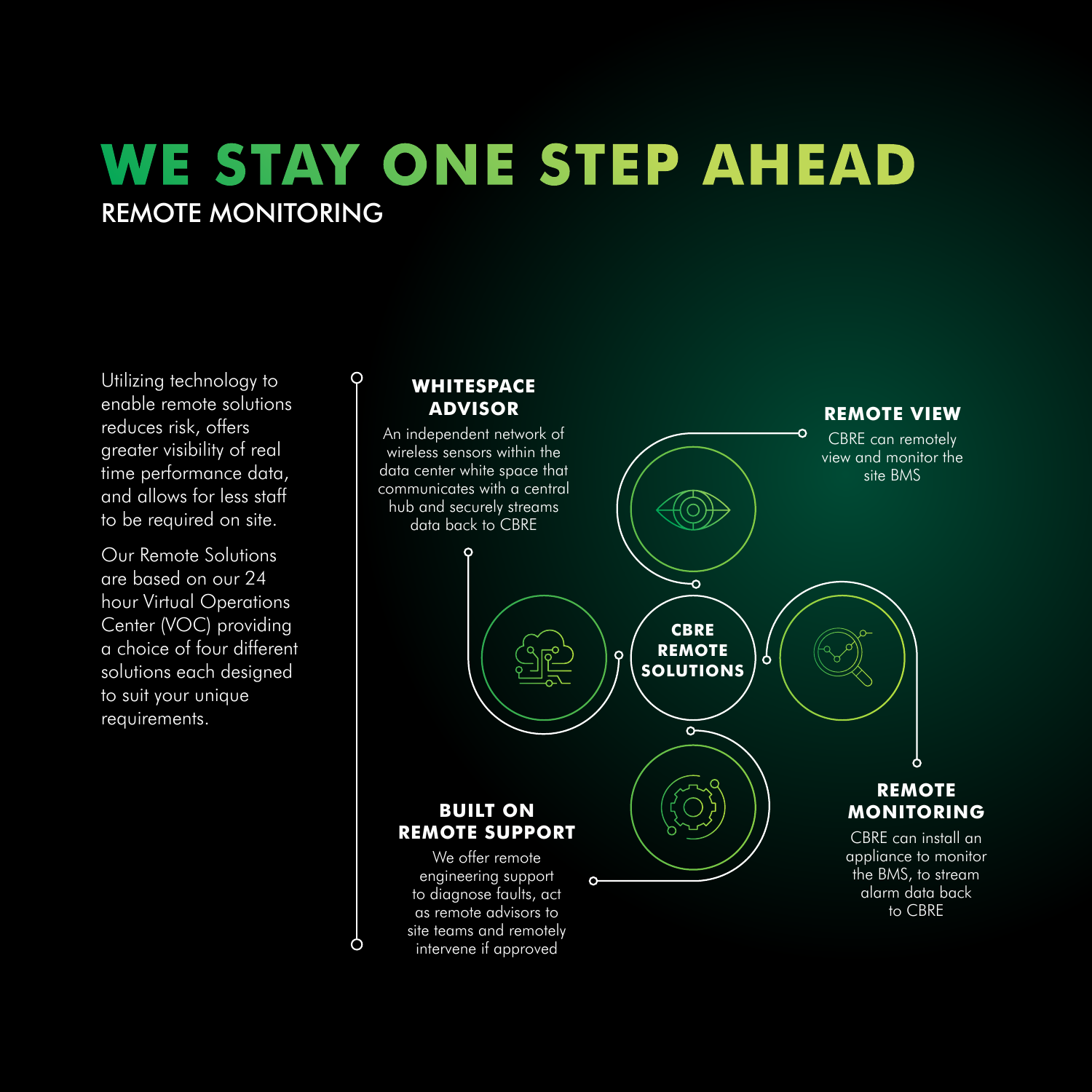# WE STAY ONE STEP AHEAD

## REMOTE MONITORING

Utilizing technology to enable remote solutions reduces risk, offers greater visibility of real time performance data, and allows for less staff to be required on site.

Our Remote Solutions are based on our 24 hour Virtual Operations Center (VOC) providing a choice of four different solutions each designed to suit your unique requirements.

**CBRE REMOTE SOLUTIONS**

### WHITESPACE ADVISOR

An independent network of wireless sensors within the data center white space that communicates with a central hub and securely streams data back to CBRE

### REMOTE VIEW

CBRE can remotely view and monitor the site BMS

### REMOTE MONITORING

CBRE can install an appliance to monitor the BMS, to stream alarm data back to CBRE

### BUILT ON REMOTE SUPPORT

We offer remote engineering support to diagnose faults, act as remote advisors to site teams and remotely intervene if approved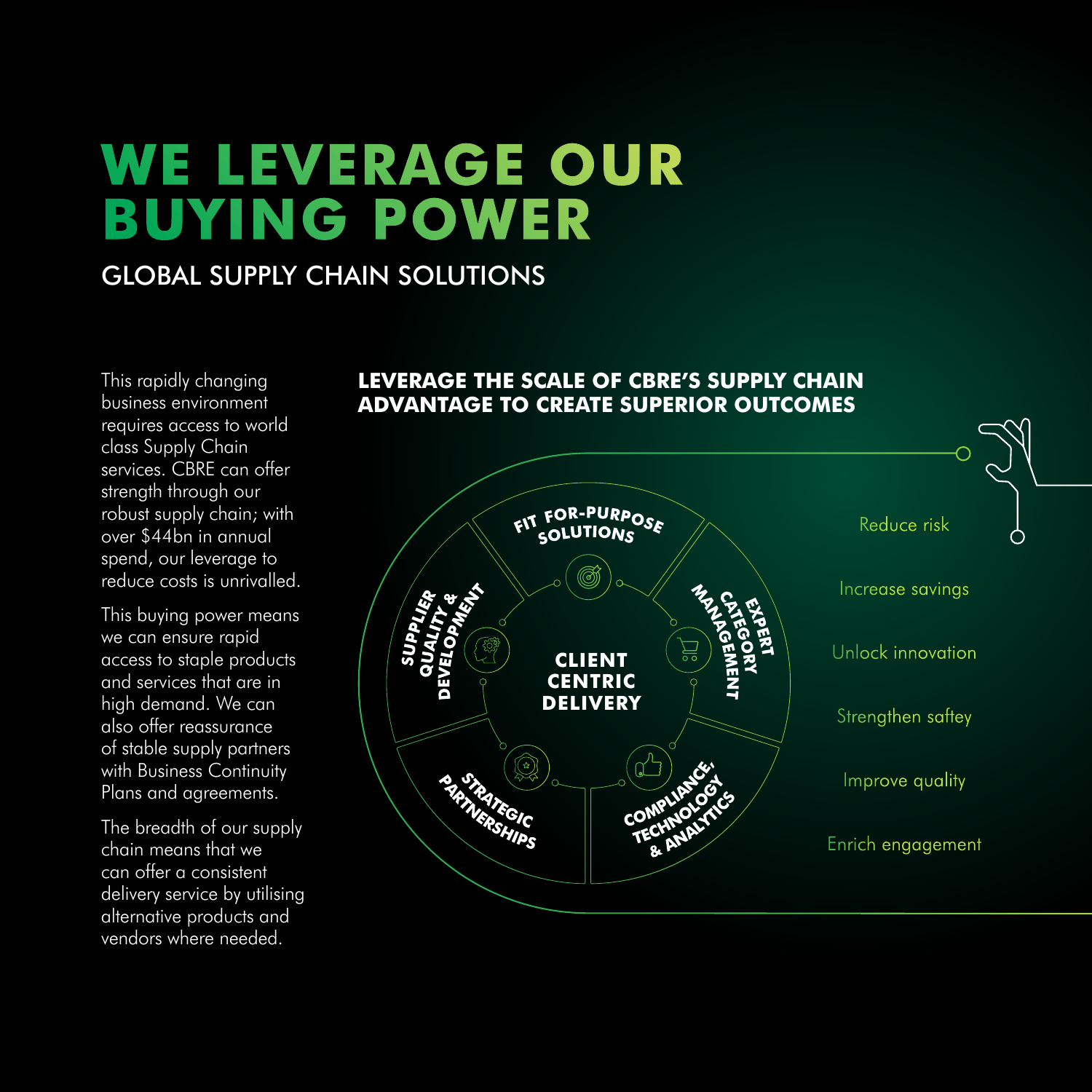# WE LEVERAGE OUR BUYING POWER

## GLOBAL SUPPLY CHAIN SOLUTIONS

This rapidly changing business environment requires access to world class Supply Chain services. CBRE can offer strength through our robust supply chain; with over $44bn in annual spend, our leverage to reduce costs is unrivalled.

This buying power means we can ensure rapid access to staple products and services that are in high demand. We can also offer reassurance of stable supply partners with Business Continuity Plans and agreements.

The breadth of our supply chain means that we can offer a consistent delivery service by utilising alternative products and vendors where needed.

### LEVERAGE THE SCALE OF CBRE'S SUPPLY CHAIN ADVANTAGE TO CREATE SUPERIOR OUTCOMES

**CLIENT CENTRIC DELIVERY**

- FIT FOR-PURPOSE SOLUTIONS
- EXPERT CATEGORY MANAGEMENT
- COMPLIANCE, TECHNOLOGY & ANALYTICS
- STRATEGIC PARTNERSHIPS
- SUPPLIER QUALITY & DEVELOPMENT

- Reduce risk
- Increase savings
- Unlock innovation
- Strengthen saftey
- Improve quality
- Enrich engagement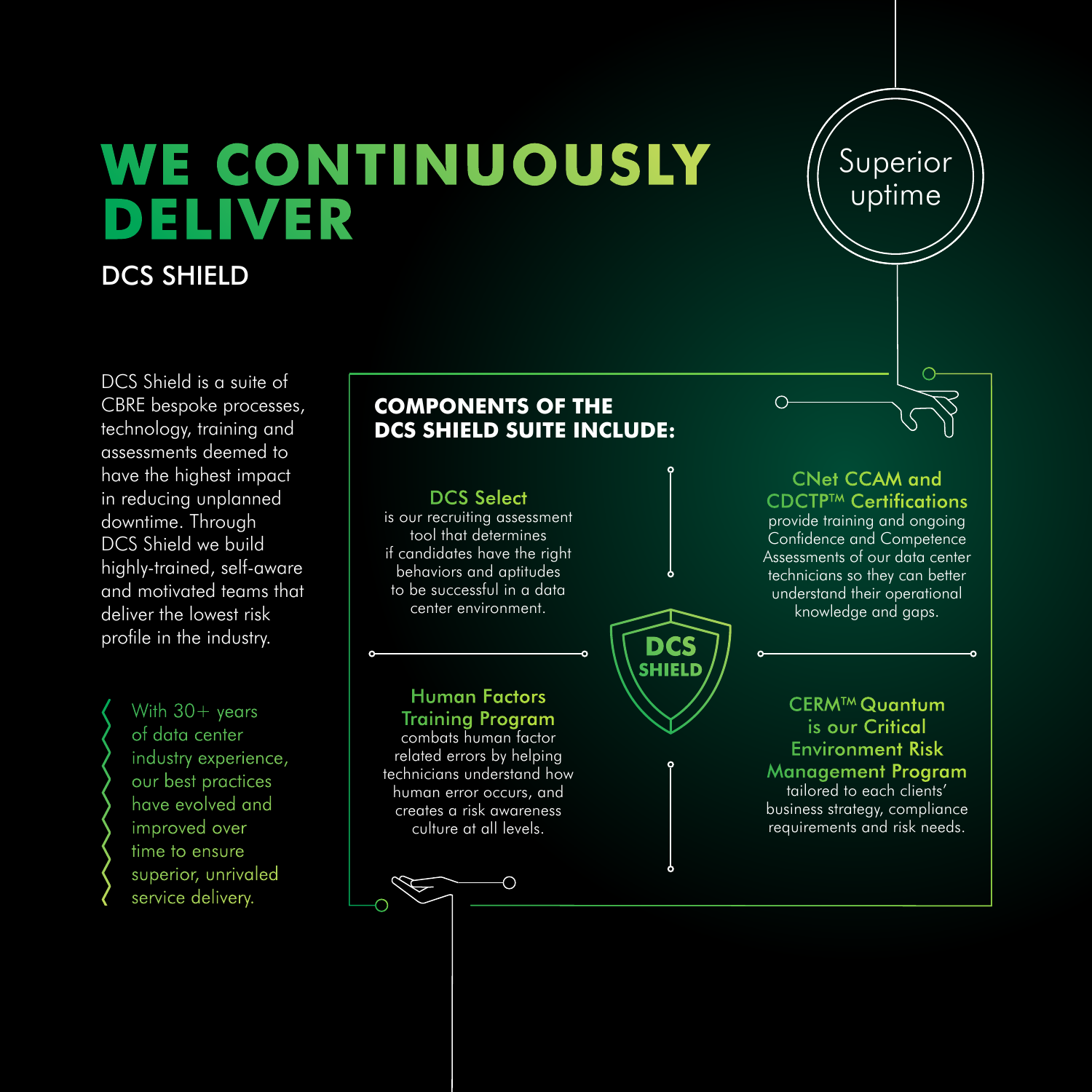# WE CONTINUOUSLY DELIVER

## DCS SHIELD

Superior uptime

DCS Shield is a suite of CBRE bespoke processes, technology, training and assessments deemed to have the highest impact in reducing unplanned downtime. Through DCS Shield we build highly-trained, self-aware and motivated teams that deliver the lowest risk profile in the industry.

With 30+ years of data center industry experience, our best practices have evolved and improved over time to ensure superior, unrivaled service delivery.

### COMPONENTS OF THE DCS SHIELD SUITE INCLUDE:

**DCS Select** is our recruiting assessment tool that determines if candidates have the right behaviors and aptitudes to be successful in a data center environment.

**CNet CCAM and CDCTP™ Certifications** provide training and ongoing Confidence and Competence Assessments of our data center technicians so they can better understand their operational knowledge and gaps.

DCS SHIELD

**Human Factors Training Program** combats human factor related errors by helping technicians understand how human error occurs, and creates a risk awareness culture at all levels.

**CERM™ Quantum is our Critical Environment Risk Management Program** tailored to each clients' business strategy, compliance requirements and risk needs.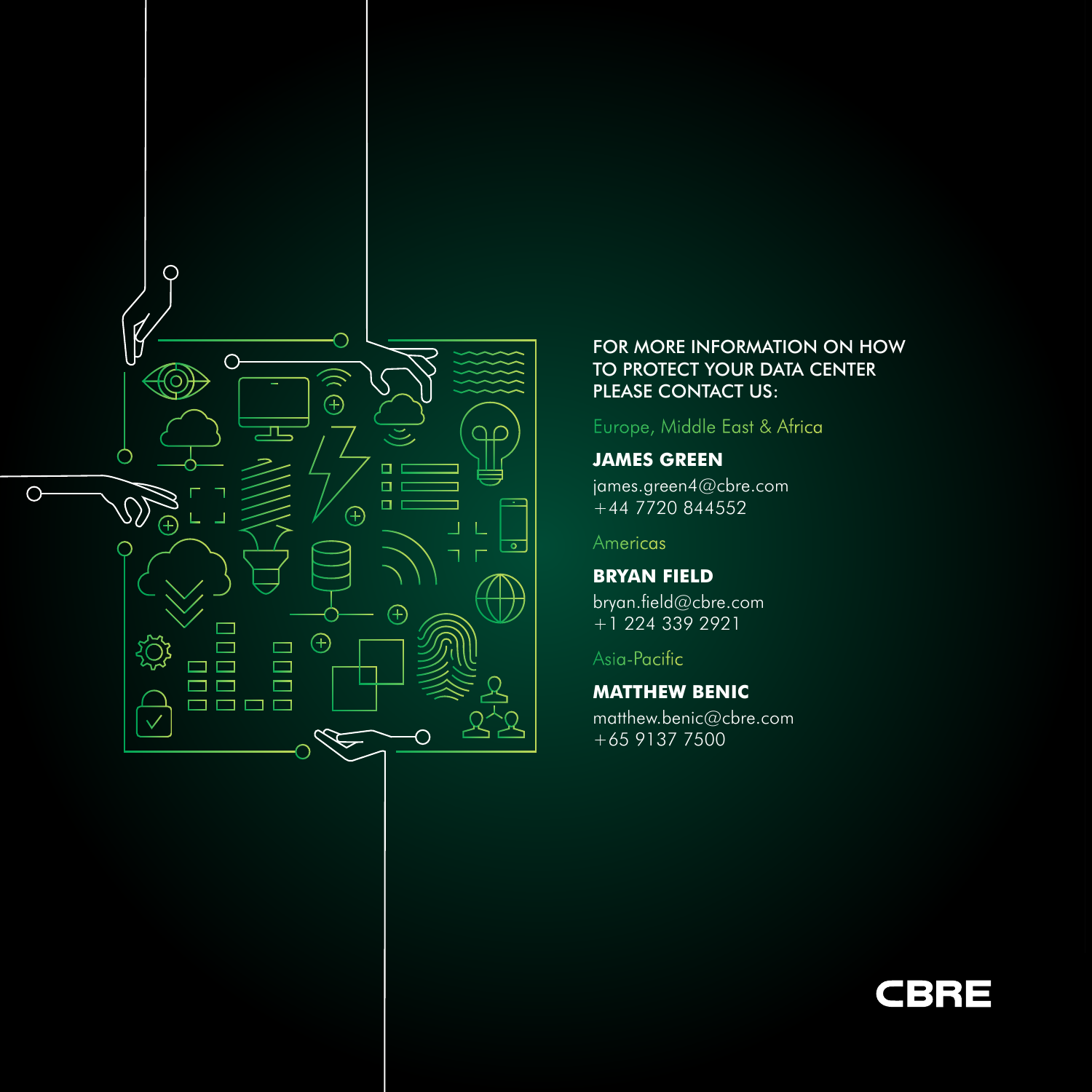FOR MORE INFORMATION ON HOW TO PROTECT YOUR DATA CENTER PLEASE CONTACT US:

Europe, Middle East & Africa

**JAMES GREEN**
james.green4@cbre.com
+44 7720 844552

Americas

**BRYAN FIELD**
bryan.field@cbre.com
+1 224 339 2921

Asia-Pacific

**MATTHEW BENIC**
matthew.benic@cbre.com
+65 9137 7500

CBRE